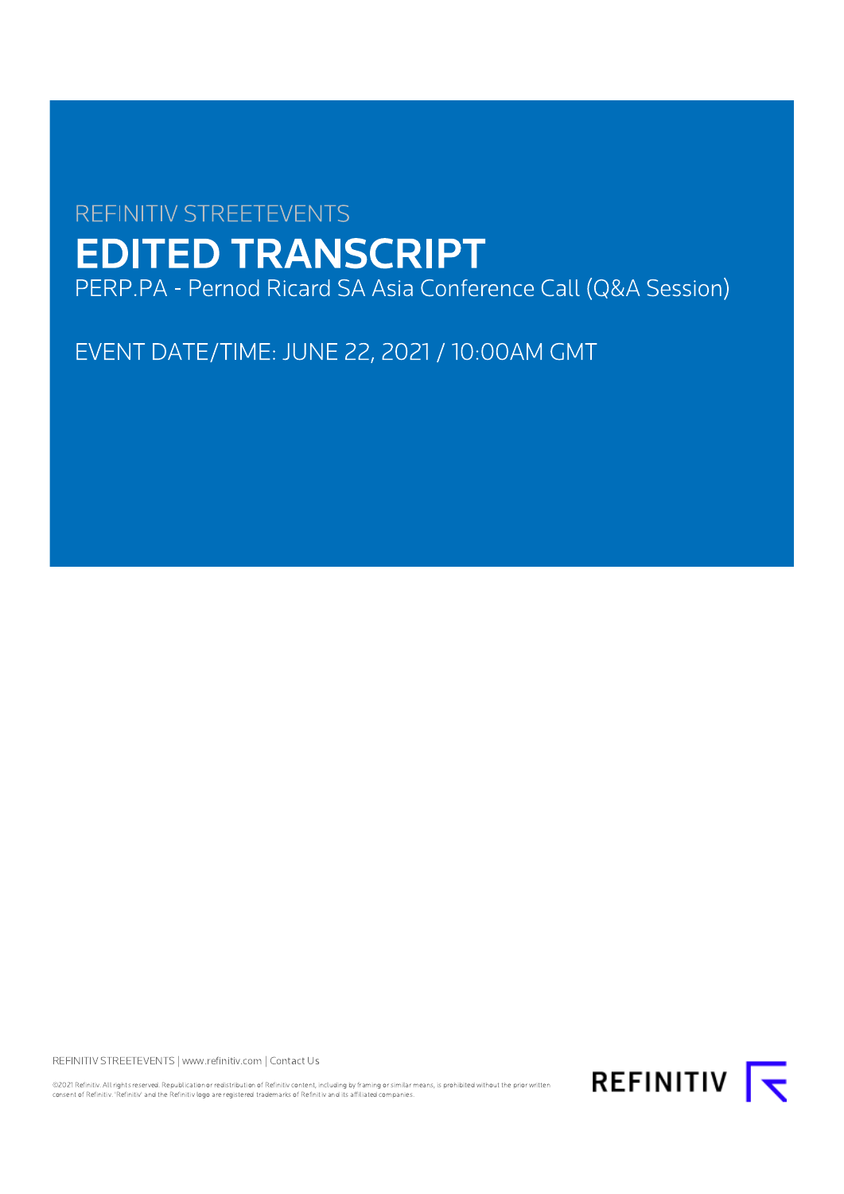REFINITIV STREETEVENTS

# EDITED TRANSCRIPT

PERP.PA - Pernod Ricard SA Asia Conference Call (Q&A Session)

EVENT DATE/TIME: JUNE 22, 2021 / 10:00AM GMT

REFINITIV STREETEVENTS | www.refinitiv.com | Contact Us

©2021 Refinitiv. All rights reserved. Republication or redistribution of Refinitiv content, including by framing or similar means, is prohibited without the prior written consent of Refinitiv. 'Refinitiv' and the Refinitiv logo are registered trademarks of Refinitiv and its affiliated companies.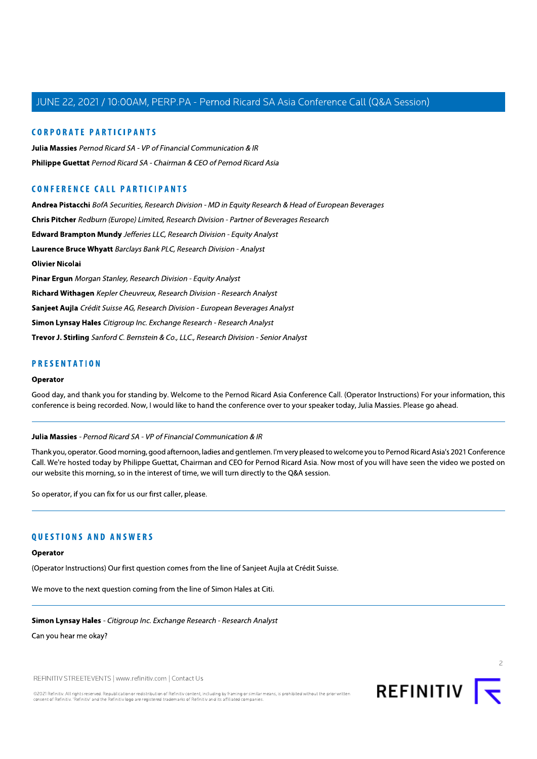## CORPORATE PARTICIPANTS

**Julia Massies** *Pernod Ricard SA - VP of Financial Communication & IR*

**Philippe Guettat** *Pernod Ricard SA - Chairman & CEO of Pernod Ricard Asia*

## CONFERENCE CALL PARTICIPANTS

**Andrea Pistacchi** *BofA Securities, Research Division - MD in Equity Research & Head of European Beverages*

**Chris Pitcher** *Redburn (Europe) Limited, Research Division - Partner of Beverages Research*

**Edward Brampton Mundy** *Jefferies LLC, Research Division - Equity Analyst*

**Laurence Bruce Whyatt** *Barclays Bank PLC, Research Division - Analyst*

**Olivier Nicolai**

**Pinar Ergun** *Morgan Stanley, Research Division - Equity Analyst*

**Richard Withagen** *Kepler Cheuvreux, Research Division - Research Analyst*

**Sanjeet Aujla** *Crédit Suisse AG, Research Division - European Beverages Analyst*

**Simon Lynsay Hales** *Citigroup Inc. Exchange Research - Research Analyst*

**Trevor J. Stirling** *Sanford C. Bernstein & Co., LLC., Research Division - Senior Analyst*

## PRESENTATION

**Operator**

Good day, and thank you for standing by. Welcome to the Pernod Ricard Asia Conference Call. (Operator Instructions) For your information, this conference is being recorded. Now, I would like to hand the conference over to your speaker today, Julia Massies. Please go ahead.

---

**Julia Massies** - *Pernod Ricard SA - VP of Financial Communication & IR*

Thank you, operator. Good morning, good afternoon, ladies and gentlemen. I'm very pleased to welcome you to Pernod Ricard Asia's 2021 Conference Call. We're hosted today by Philippe Guettat, Chairman and CEO for Pernod Ricard Asia. Now most of you will have seen the video we posted on our website this morning, so in the interest of time, we will turn directly to the Q&A session.

So operator, if you can fix for us our first caller, please.

---

## QUESTIONS AND ANSWERS

**Operator**

(Operator Instructions) Our first question comes from the line of Sanjeet Aujla at Crédit Suisse.

We move to the next question coming from the line of Simon Hales at Citi.

---

**Simon Lynsay Hales** - *Citigroup Inc. Exchange Research - Research Analyst*

Can you hear me okay?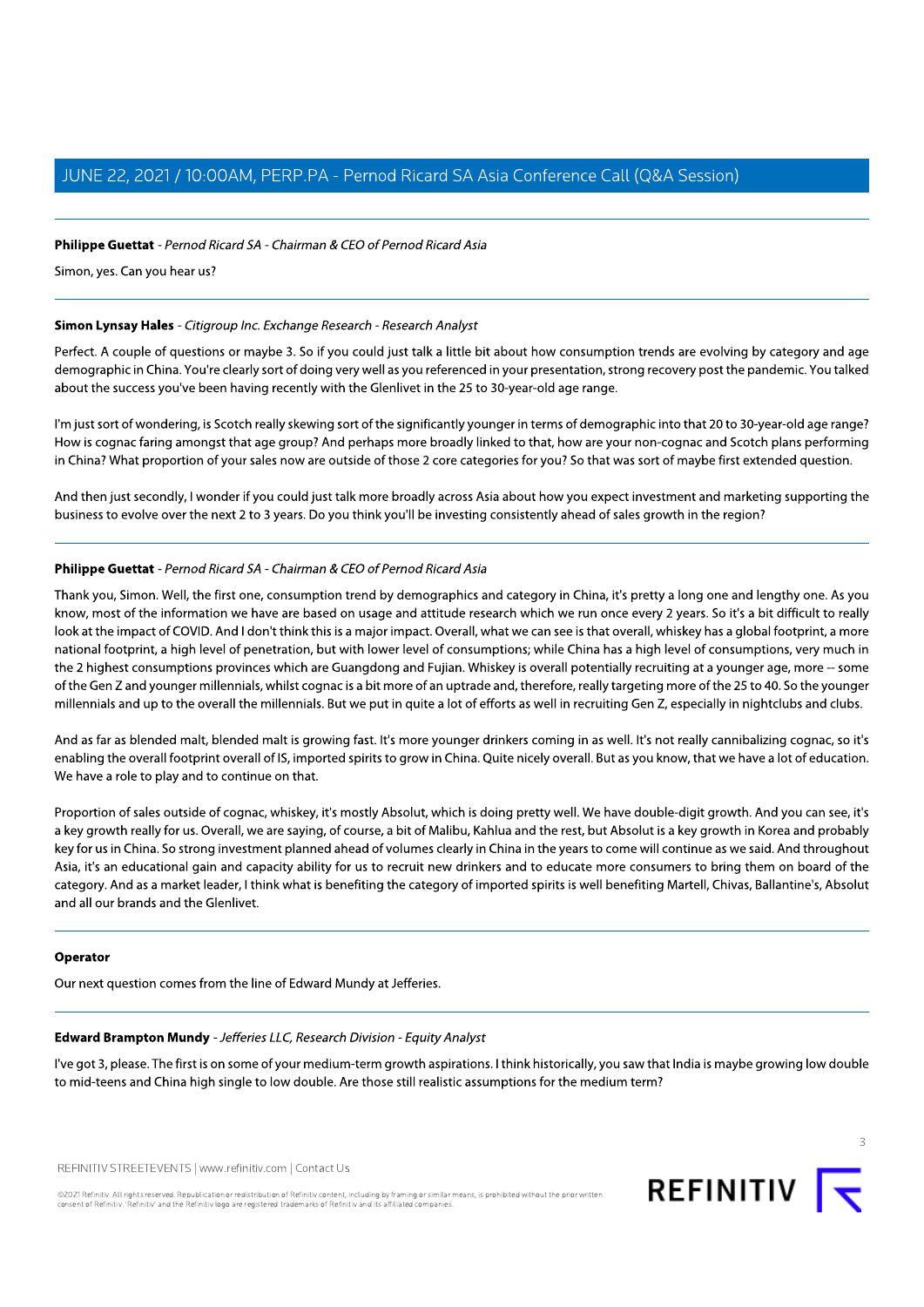**Philippe Guettat** - *Pernod Ricard SA - Chairman & CEO of Pernod Ricard Asia*

Simon, yes. Can you hear us?

---

**Simon Lynsay Hales** - *Citigroup Inc. Exchange Research - Research Analyst*

Perfect. A couple of questions or maybe 3. So if you could just talk a little bit about how consumption trends are evolving by category and age demographic in China. You're clearly sort of doing very well as you referenced in your presentation, strong recovery post the pandemic. You talked about the success you've been having recently with the Glenlivet in the 25 to 30-year-old age range.

I'm just sort of wondering, is Scotch really skewing sort of the significantly younger in terms of demographic into that 20 to 30-year-old age range? How is cognac faring amongst that age group? And perhaps more broadly linked to that, how are your non-cognac and Scotch plans performing in China? What proportion of your sales now are outside of those 2 core categories for you? So that was sort of maybe first extended question.

And then just secondly, I wonder if you could just talk more broadly across Asia about how you expect investment and marketing supporting the business to evolve over the next 2 to 3 years. Do you think you'll be investing consistently ahead of sales growth in the region?

---

**Philippe Guettat** - *Pernod Ricard SA - Chairman & CEO of Pernod Ricard Asia*

Thank you, Simon. Well, the first one, consumption trend by demographics and category in China, it's pretty a long one and lengthy one. As you know, most of the information we have are based on usage and attitude research which we run once every 2 years. So it's a bit difficult to really look at the impact of COVID. And I don't think this is a major impact. Overall, what we can see is that overall, whiskey has a global footprint, a more national footprint, a high level of penetration, but with lower level of consumptions; while China has a high level of consumptions, very much in the 2 highest consumptions provinces which are Guangdong and Fujian. Whiskey is overall potentially recruiting at a younger age, more -- some of the Gen Z and younger millennials, whilst cognac is a bit more of an uptrade and, therefore, really targeting more of the 25 to 40. So the younger millennials and up to the overall the millennials. But we put in quite a lot of efforts as well in recruiting Gen Z, especially in nightclubs and clubs.

And as far as blended malt, blended malt is growing fast. It's more younger drinkers coming in as well. It's not really cannibalizing cognac, so it's enabling the overall footprint overall of IS, imported spirits to grow in China. Quite nicely overall. But as you know, that we have a lot of education. We have a role to play and to continue on that.

Proportion of sales outside of cognac, whiskey, it's mostly Absolut, which is doing pretty well. We have double-digit growth. And you can see, it's a key growth really for us. Overall, we are saying, of course, a bit of Malibu, Kahlua and the rest, but Absolut is a key growth in Korea and probably key for us in China. So strong investment planned ahead of volumes clearly in China in the years to come will continue as we said. And throughout Asia, it's an educational gain and capacity ability for us to recruit new drinkers and to educate more consumers to bring them on board of the category. And as a market leader, I think what is benefiting the category of imported spirits is well benefiting Martell, Chivas, Ballantine's, Absolut and all our brands and the Glenlivet.

---

**Operator**

Our next question comes from the line of Edward Mundy at Jefferies.

---

**Edward Brampton Mundy** - *Jefferies LLC, Research Division - Equity Analyst*

I've got 3, please. The first is on some of your medium-term growth aspirations. I think historically, you saw that India is maybe growing low double to mid-teens and China high single to low double. Are those still realistic assumptions for the medium term?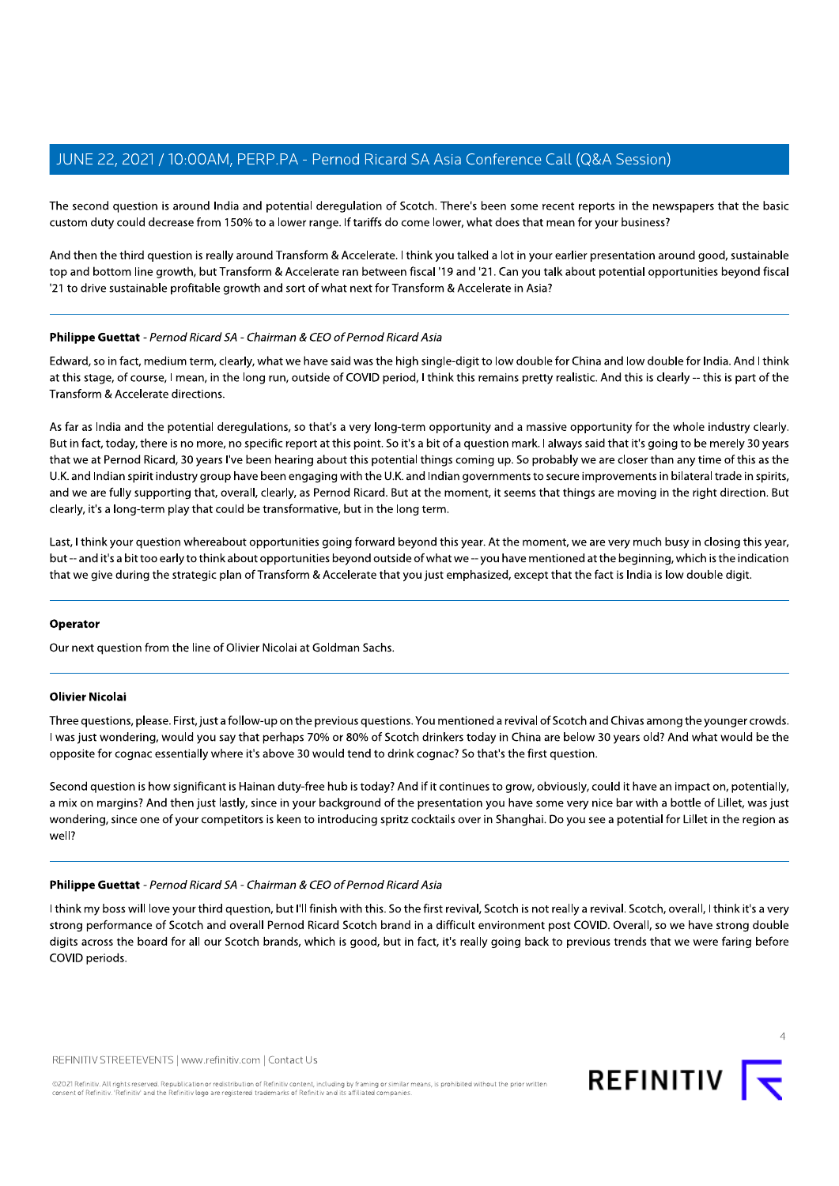The second question is around India and potential deregulation of Scotch. There's been some recent reports in the newspapers that the basic custom duty could decrease from 150% to a lower range. If tariffs do come lower, what does that mean for your business?

And then the third question is really around Transform & Accelerate. I think you talked a lot in your earlier presentation around good, sustainable top and bottom line growth, but Transform & Accelerate ran between fiscal '19 and '21. Can you talk about potential opportunities beyond fiscal '21 to drive sustainable profitable growth and sort of what next for Transform & Accelerate in Asia?

---

**Philippe Guettat** - *Pernod Ricard SA - Chairman & CEO of Pernod Ricard Asia*

Edward, so in fact, medium term, clearly, what we have said was the high single-digit to low double for China and low double for India. And I think at this stage, of course, I mean, in the long run, outside of COVID period, I think this remains pretty realistic. And this is clearly -- this is part of the Transform & Accelerate directions.

As far as India and the potential deregulations, so that's a very long-term opportunity and a massive opportunity for the whole industry clearly. But in fact, today, there is no more, no specific report at this point. So it's a bit of a question mark. I always said that it's going to be merely 30 years that we at Pernod Ricard, 30 years I've been hearing about this potential things coming up. So probably we are closer than any time of this as the U.K. and Indian spirit industry group have been engaging with the U.K. and Indian governments to secure improvements in bilateral trade in spirits, and we are fully supporting that, overall, clearly, as Pernod Ricard. But at the moment, it seems that things are moving in the right direction. But clearly, it's a long-term play that could be transformative, but in the long term.

Last, I think your question whereabout opportunities going forward beyond this year. At the moment, we are very much busy in closing this year, but -- and it's a bit too early to think about opportunities beyond outside of what we -- you have mentioned at the beginning, which is the indication that we give during the strategic plan of Transform & Accelerate that you just emphasized, except that the fact is India is low double digit.

---

**Operator**

Our next question from the line of Olivier Nicolai at Goldman Sachs.

---

**Olivier Nicolai**

Three questions, please. First, just a follow-up on the previous questions. You mentioned a revival of Scotch and Chivas among the younger crowds. I was just wondering, would you say that perhaps 70% or 80% of Scotch drinkers today in China are below 30 years old? And what would be the opposite for cognac essentially where it's above 30 would tend to drink cognac? So that's the first question.

Second question is how significant is Hainan duty-free hub is today? And if it continues to grow, obviously, could it have an impact on, potentially, a mix on margins? And then just lastly, since in your background of the presentation you have some very nice bar with a bottle of Lillet, was just wondering, since one of your competitors is keen to introducing spritz cocktails over in Shanghai. Do you see a potential for Lillet in the region as well?

---

**Philippe Guettat** - *Pernod Ricard SA - Chairman & CEO of Pernod Ricard Asia*

I think my boss will love your third question, but I'll finish with this. So the first revival, Scotch is not really a revival. Scotch, overall, I think it's a very strong performance of Scotch and overall Pernod Ricard Scotch brand in a difficult environment post COVID. Overall, so we have strong double digits across the board for all our Scotch brands, which is good, but in fact, it's really going back to previous trends that we were faring before COVID periods.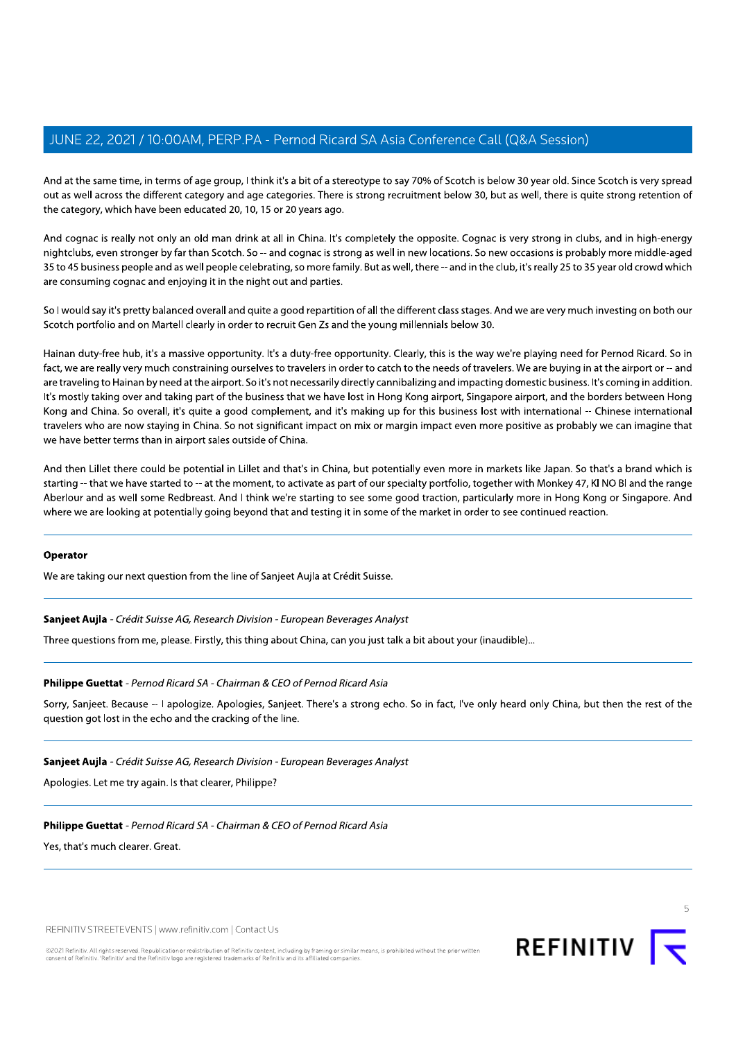And at the same time, in terms of age group, I think it's a bit of a stereotype to say 70% of Scotch is below 30 year old. Since Scotch is very spread out as well across the different category and age categories. There is strong recruitment below 30, but as well, there is quite strong retention of the category, which have been educated 20, 10, 15 or 20 years ago.

And cognac is really not only an old man drink at all in China. It's completely the opposite. Cognac is very strong in clubs, and in high-energy nightclubs, even stronger by far than Scotch. So -- and cognac is strong as well in new locations. So new occasions is probably more middle-aged 35 to 45 business people and as well people celebrating, so more family. But as well, there -- and in the club, it's really 25 to 35 year old crowd which are consuming cognac and enjoying it in the night out and parties.

So I would say it's pretty balanced overall and quite a good repartition of all the different class stages. And we are very much investing on both our Scotch portfolio and on Martell clearly in order to recruit Gen Zs and the young millennials below 30.

Hainan duty-free hub, it's a massive opportunity. It's a duty-free opportunity. Clearly, this is the way we're playing need for Pernod Ricard. So in fact, we are really very much constraining ourselves to travelers in order to catch to the needs of travelers. We are buying in at the airport or -- and are traveling to Hainan by need at the airport. So it's not necessarily directly cannibalizing and impacting domestic business. It's coming in addition. It's mostly taking over and taking part of the business that we have lost in Hong Kong airport, Singapore airport, and the borders between Hong Kong and China. So overall, it's quite a good complement, and it's making up for this business lost with international -- Chinese international travelers who are now staying in China. So not significant impact on mix or margin impact even more positive as probably we can imagine that we have better terms than in airport sales outside of China.

And then Lillet there could be potential in Lillet and that's in China, but potentially even more in markets like Japan. So that's a brand which is starting -- that we have started to -- at the moment, to activate as part of our specialty portfolio, together with Monkey 47, KI NO BI and the range Aberlour and as well some Redbreast. And I think we're starting to see some good traction, particularly more in Hong Kong or Singapore. And where we are looking at potentially going beyond that and testing it in some of the market in order to see continued reaction.

---

**Operator**

We are taking our next question from the line of Sanjeet Aujla at Crédit Suisse.

---

**Sanjeet Aujla** - *Crédit Suisse AG, Research Division - European Beverages Analyst*

Three questions from me, please. Firstly, this thing about China, can you just talk a bit about your (inaudible)...

---

**Philippe Guettat** - *Pernod Ricard SA - Chairman & CEO of Pernod Ricard Asia*

Sorry, Sanjeet. Because -- I apologize. Apologies, Sanjeet. There's a strong echo. So in fact, I've only heard only China, but then the rest of the question got lost in the echo and the cracking of the line.

---

**Sanjeet Aujla** - *Crédit Suisse AG, Research Division - European Beverages Analyst*

Apologies. Let me try again. Is that clearer, Philippe?

---

**Philippe Guettat** - *Pernod Ricard SA - Chairman & CEO of Pernod Ricard Asia*

Yes, that's much clearer. Great.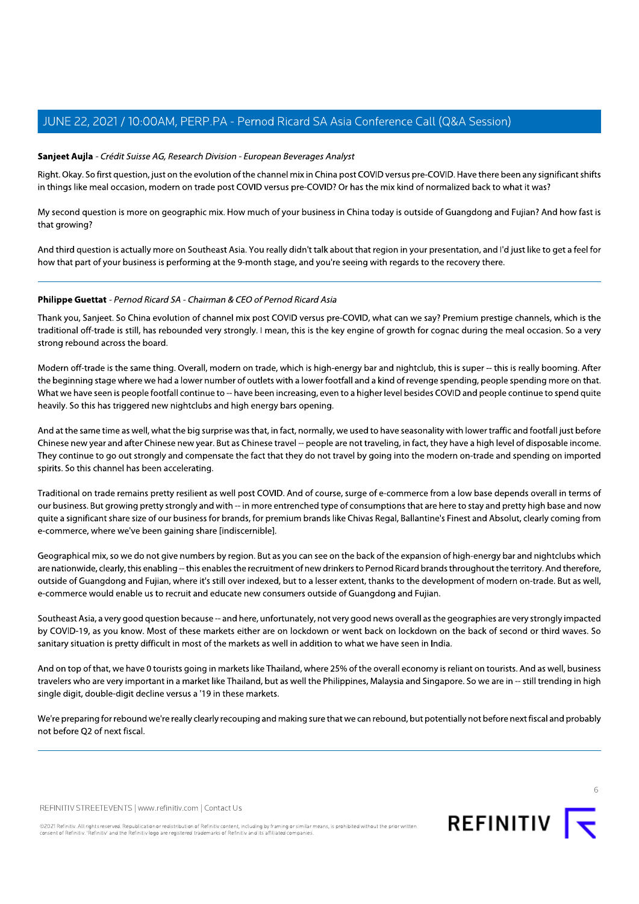**Sanjeet Aujla** - *Crédit Suisse AG, Research Division - European Beverages Analyst*

Right. Okay. So first question, just on the evolution of the channel mix in China post COVID versus pre-COVID. Have there been any significant shifts in things like meal occasion, modern on trade post COVID versus pre-COVID? Or has the mix kind of normalized back to what it was?

My second question is more on geographic mix. How much of your business in China today is outside of Guangdong and Fujian? And how fast is that growing?

And third question is actually more on Southeast Asia. You really didn't talk about that region in your presentation, and I'd just like to get a feel for how that part of your business is performing at the 9-month stage, and you're seeing with regards to the recovery there.

---

**Philippe Guettat** - *Pernod Ricard SA - Chairman & CEO of Pernod Ricard Asia*

Thank you, Sanjeet. So China evolution of channel mix post COVID versus pre-COVID, what can we say? Premium prestige channels, which is the traditional off-trade is still, has rebounded very strongly. I mean, this is the key engine of growth for cognac during the meal occasion. So a very strong rebound across the board.

Modern off-trade is the same thing. Overall, modern on trade, which is high-energy bar and nightclub, this is super -- this is really booming. After the beginning stage where we had a lower number of outlets with a lower footfall and a kind of revenge spending, people spending more on that. What we have seen is people footfall continue to -- have been increasing, even to a higher level besides COVID and people continue to spend quite heavily. So this has triggered new nightclubs and high energy bars opening.

And at the same time as well, what the big surprise was that, in fact, normally, we used to have seasonality with lower traffic and footfall just before Chinese new year and after Chinese new year. But as Chinese travel -- people are not traveling, in fact, they have a high level of disposable income. They continue to go out strongly and compensate the fact that they do not travel by going into the modern on-trade and spending on imported spirits. So this channel has been accelerating.

Traditional on trade remains pretty resilient as well post COVID. And of course, surge of e-commerce from a low base depends overall in terms of our business. But growing pretty strongly and with -- in more entrenched type of consumptions that are here to stay and pretty high base and now quite a significant share size of our business for brands, for premium brands like Chivas Regal, Ballantine's Finest and Absolut, clearly coming from e-commerce, where we've been gaining share [indiscernible].

Geographical mix, so we do not give numbers by region. But as you can see on the back of the expansion of high-energy bar and nightclubs which are nationwide, clearly, this enabling -- this enables the recruitment of new drinkers to Pernod Ricard brands throughout the territory. And therefore, outside of Guangdong and Fujian, where it's still over indexed, but to a lesser extent, thanks to the development of modern on-trade. But as well, e-commerce would enable us to recruit and educate new consumers outside of Guangdong and Fujian.

Southeast Asia, a very good question because -- and here, unfortunately, not very good news overall as the geographies are very strongly impacted by COVID-19, as you know. Most of these markets either are on lockdown or went back on lockdown on the back of second or third waves. So sanitary situation is pretty difficult in most of the markets as well in addition to what we have seen in India.

And on top of that, we have 0 tourists going in markets like Thailand, where 25% of the overall economy is reliant on tourists. And as well, business travelers who are very important in a market like Thailand, but as well the Philippines, Malaysia and Singapore. So we are in -- still trending in high single digit, double-digit decline versus a '19 in these markets.

We're preparing for rebound we're really clearly recouping and making sure that we can rebound, but potentially not before next fiscal and probably not before Q2 of next fiscal.

---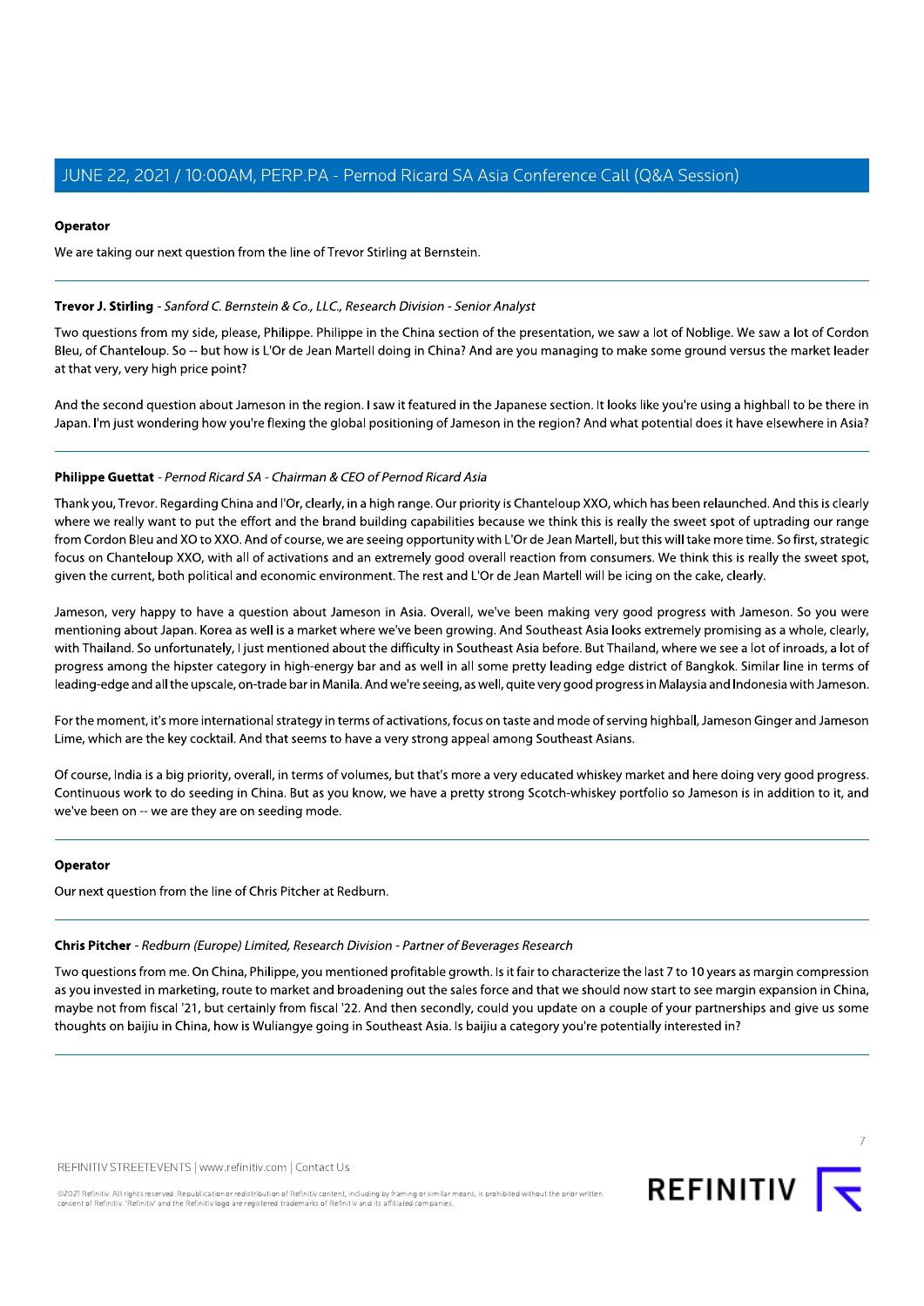**Operator**

We are taking our next question from the line of Trevor Stirling at Bernstein.

---

**Trevor J. Stirling** - *Sanford C. Bernstein & Co., LLC, Research Division - Senior Analyst*

Two questions from my side, please, Philippe. Philippe in the China section of the presentation, we saw a lot of Noblige. We saw a lot of Cordon Bleu, of Chanteloup. So -- but how is L'Or de Jean Martell doing in China? And are you managing to make some ground versus the market leader at that very, very high price point?

And the second question about Jameson in the region. I saw it featured in the Japanese section. It looks like you're using a highball to be there in Japan. I'm just wondering how you're flexing the global positioning of Jameson in the region? And what potential does it have elsewhere in Asia?

---

**Philippe Guettat** - *Pernod Ricard SA - Chairman & CEO of Pernod Ricard Asia*

Thank you, Trevor. Regarding China and l'Or, clearly, in a high range. Our priority is Chanteloup XXO, which has been relaunched. And this is clearly where we really want to put the effort and the brand building capabilities because we think this is really the sweet spot of uptrading our range from Cordon Bleu and XO to XXO. And of course, we are seeing opportunity with L'Or de Jean Martell, but this will take more time. So first, strategic focus on Chanteloup XXO, with all of activations and an extremely good overall reaction from consumers. We think this is really the sweet spot, given the current, both political and economic environment. The rest and L'Or de Jean Martell will be icing on the cake, clearly.

Jameson, very happy to have a question about Jameson in Asia. Overall, we've been making very good progress with Jameson. So you were mentioning about Japan. Korea as well is a market where we've been growing. And Southeast Asia looks extremely promising as a whole, clearly, with Thailand. So unfortunately, I just mentioned about the difficulty in Southeast Asia before. But Thailand, where we see a lot of inroads, a lot of progress among the hipster category in high-energy bar and as well in all some pretty leading edge district of Bangkok. Similar line in terms of leading-edge and all the upscale, on-trade bar in Manila. And we're seeing, as well, quite very good progress in Malaysia and Indonesia with Jameson.

For the moment, it's more international strategy in terms of activations, focus on taste and mode of serving highball, Jameson Ginger and Jameson Lime, which are the key cocktail. And that seems to have a very strong appeal among Southeast Asians.

Of course, India is a big priority, overall, in terms of volumes, but that's more a very educated whiskey market and here doing very good progress. Continuous work to do seeding in China. But as you know, we have a pretty strong Scotch-whiskey portfolio so Jameson is in addition to it, and we've been on -- we are they are on seeding mode.

---

**Operator**

Our next question from the line of Chris Pitcher at Redburn.

---

**Chris Pitcher** - *Redburn (Europe) Limited, Research Division - Partner of Beverages Research*

Two questions from me. On China, Philippe, you mentioned profitable growth. Is it fair to characterize the last 7 to 10 years as margin compression as you invested in marketing, route to market and broadening out the sales force and that we should now start to see margin expansion in China, maybe not from fiscal '21, but certainly from fiscal '22. And then secondly, could you update on a couple of your partnerships and give us some thoughts on baijiu in China, how is Wuliangye going in Southeast Asia. Is baijiu a category you're potentially interested in?

---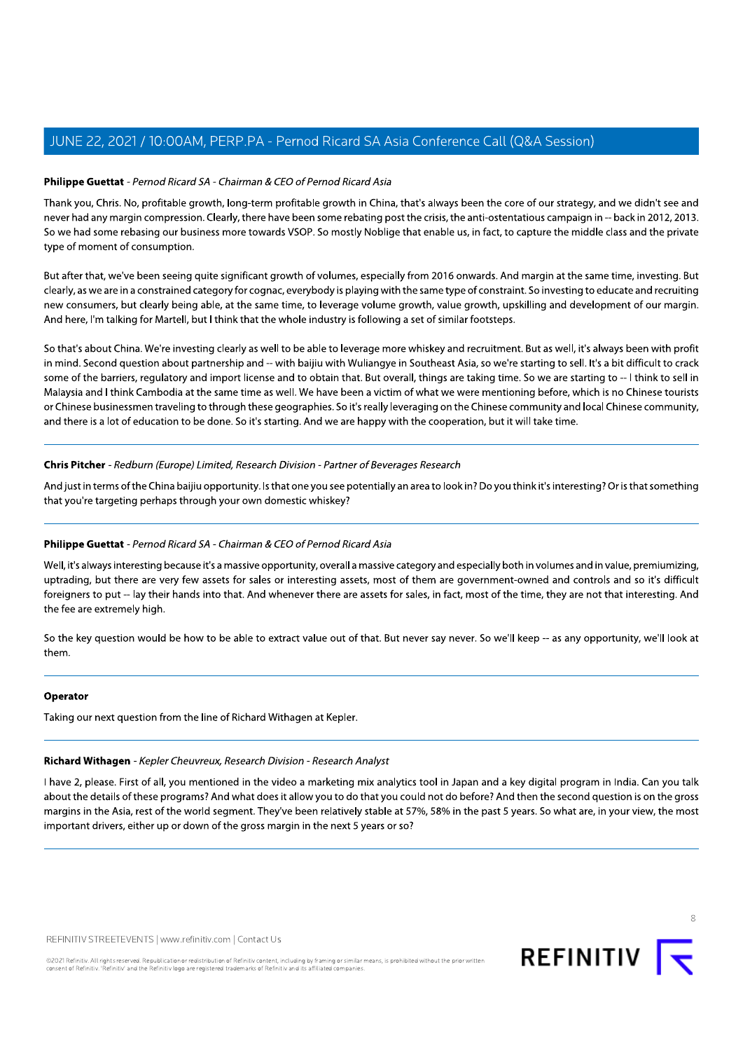**Philippe Guettat** - *Pernod Ricard SA - Chairman & CEO of Pernod Ricard Asia*

Thank you, Chris. No, profitable growth, long-term profitable growth in China, that's always been the core of our strategy, and we didn't see and never had any margin compression. Clearly, there have been some rebating post the crisis, the anti-ostentatious campaign in -- back in 2012, 2013. So we had some rebasing our business more towards VSOP. So mostly Noblige that enable us, in fact, to capture the middle class and the private type of moment of consumption.

But after that, we've been seeing quite significant growth of volumes, especially from 2016 onwards. And margin at the same time, investing. But clearly, as we are in a constrained category for cognac, everybody is playing with the same type of constraint. So investing to educate and recruiting new consumers, but clearly being able, at the same time, to leverage volume growth, value growth, upskilling and development of our margin. And here, I'm talking for Martell, but I think that the whole industry is following a set of similar footsteps.

So that's about China. We're investing clearly as well to be able to leverage more whiskey and recruitment. But as well, it's always been with profit in mind. Second question about partnership and -- with baijiu with Wuliangye in Southeast Asia, so we're starting to sell. It's a bit difficult to crack some of the barriers, regulatory and import license and to obtain that. But overall, things are taking time. So we are starting to -- I think to sell in Malaysia and I think Cambodia at the same time as well. We have been a victim of what we were mentioning before, which is no Chinese tourists or Chinese businessmen traveling to through these geographies. So it's really leveraging on the Chinese community and local Chinese community, and there is a lot of education to be done. So it's starting. And we are happy with the cooperation, but it will take time.

---

**Chris Pitcher** - *Redburn (Europe) Limited, Research Division - Partner of Beverages Research*

And just in terms of the China baijiu opportunity. Is that one you see potentially an area to look in? Do you think it's interesting? Or is that something that you're targeting perhaps through your own domestic whiskey?

---

**Philippe Guettat** - *Pernod Ricard SA - Chairman & CEO of Pernod Ricard Asia*

Well, it's always interesting because it's a massive opportunity, overall a massive category and especially both in volumes and in value, premiumizing, uptrading, but there are very few assets for sales or interesting assets, most of them are government-owned and controls and so it's difficult foreigners to put -- lay their hands into that. And whenever there are assets for sales, in fact, most of the time, they are not that interesting. And the fee are extremely high.

So the key question would be how to be able to extract value out of that. But never say never. So we'll keep -- as any opportunity, we'll look at them.

---

**Operator**

Taking our next question from the line of Richard Withagen at Kepler.

---

**Richard Withagen** - *Kepler Cheuvreux, Research Division - Research Analyst*

I have 2, please. First of all, you mentioned in the video a marketing mix analytics tool in Japan and a key digital program in India. Can you talk about the details of these programs? And what does it allow you to do that you could not do before? And then the second question is on the gross margins in the Asia, rest of the world segment. They've been relatively stable at 57%, 58% in the past 5 years. So what are, in your view, the most important drivers, either up or down of the gross margin in the next 5 years or so?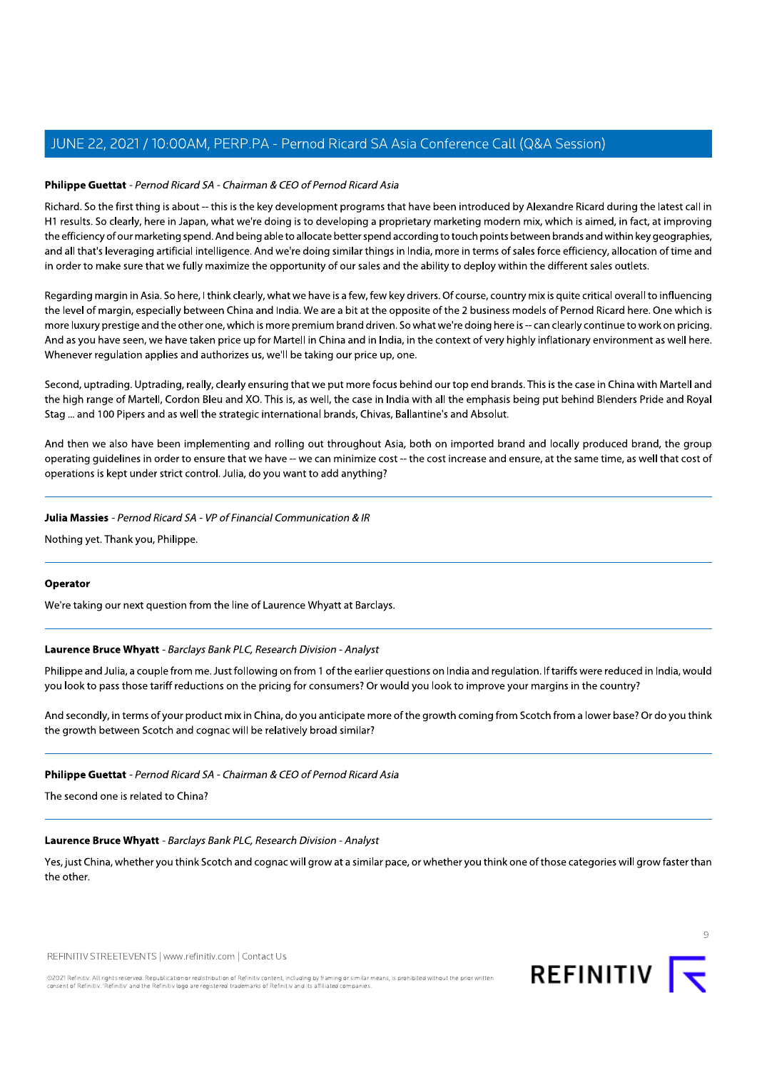**Philippe Guettat** - *Pernod Ricard SA - Chairman & CEO of Pernod Ricard Asia*

Richard. So the first thing is about -- this is the key development programs that have been introduced by Alexandre Ricard during the latest call in H1 results. So clearly, here in Japan, what we're doing is to developing a proprietary marketing modern mix, which is aimed, in fact, at improving the efficiency of our marketing spend. And being able to allocate better spend according to touch points between brands and within key geographies, and all that's leveraging artificial intelligence. And we're doing similar things in India, more in terms of sales force efficiency, allocation of time and in order to make sure that we fully maximize the opportunity of our sales and the ability to deploy within the different sales outlets.

Regarding margin in Asia. So here, I think clearly, what we have is a few, few key drivers. Of course, country mix is quite critical overall to influencing the level of margin, especially between China and India. We are a bit at the opposite of the 2 business models of Pernod Ricard here. One which is more luxury prestige and the other one, which is more premium brand driven. So what we're doing here is -- can clearly continue to work on pricing. And as you have seen, we have taken price up for Martell in China and in India, in the context of very highly inflationary environment as well here. Whenever regulation applies and authorizes us, we'll be taking our price up, one.

Second, uptrading. Uptrading, really, clearly ensuring that we put more focus behind our top end brands. This is the case in China with Martell and the high range of Martell, Cordon Bleu and XO. This is, as well, the case in India with all the emphasis being put behind Blenders Pride and Royal Stag ... and 100 Pipers and as well the strategic international brands, Chivas, Ballantine's and Absolut.

And then we also have been implementing and rolling out throughout Asia, both on imported brand and locally produced brand, the group operating guidelines in order to ensure that we have -- we can minimize cost -- the cost increase and ensure, at the same time, as well that cost of operations is kept under strict control. Julia, do you want to add anything?

---

**Julia Massies** - *Pernod Ricard SA - VP of Financial Communication & IR*

Nothing yet. Thank you, Philippe.

---

**Operator**

We're taking our next question from the line of Laurence Whyatt at Barclays.

---

**Laurence Bruce Whyatt** - *Barclays Bank PLC, Research Division - Analyst*

Philippe and Julia, a couple from me. Just following on from 1 of the earlier questions on India and regulation. If tariffs were reduced in India, would you look to pass those tariff reductions on the pricing for consumers? Or would you look to improve your margins in the country?

And secondly, in terms of your product mix in China, do you anticipate more of the growth coming from Scotch from a lower base? Or do you think the growth between Scotch and cognac will be relatively broad similar?

---

**Philippe Guettat** - *Pernod Ricard SA - Chairman & CEO of Pernod Ricard Asia*

The second one is related to China?

---

**Laurence Bruce Whyatt** - *Barclays Bank PLC, Research Division - Analyst*

Yes, just China, whether you think Scotch and cognac will grow at a similar pace, or whether you think one of those categories will grow faster than the other.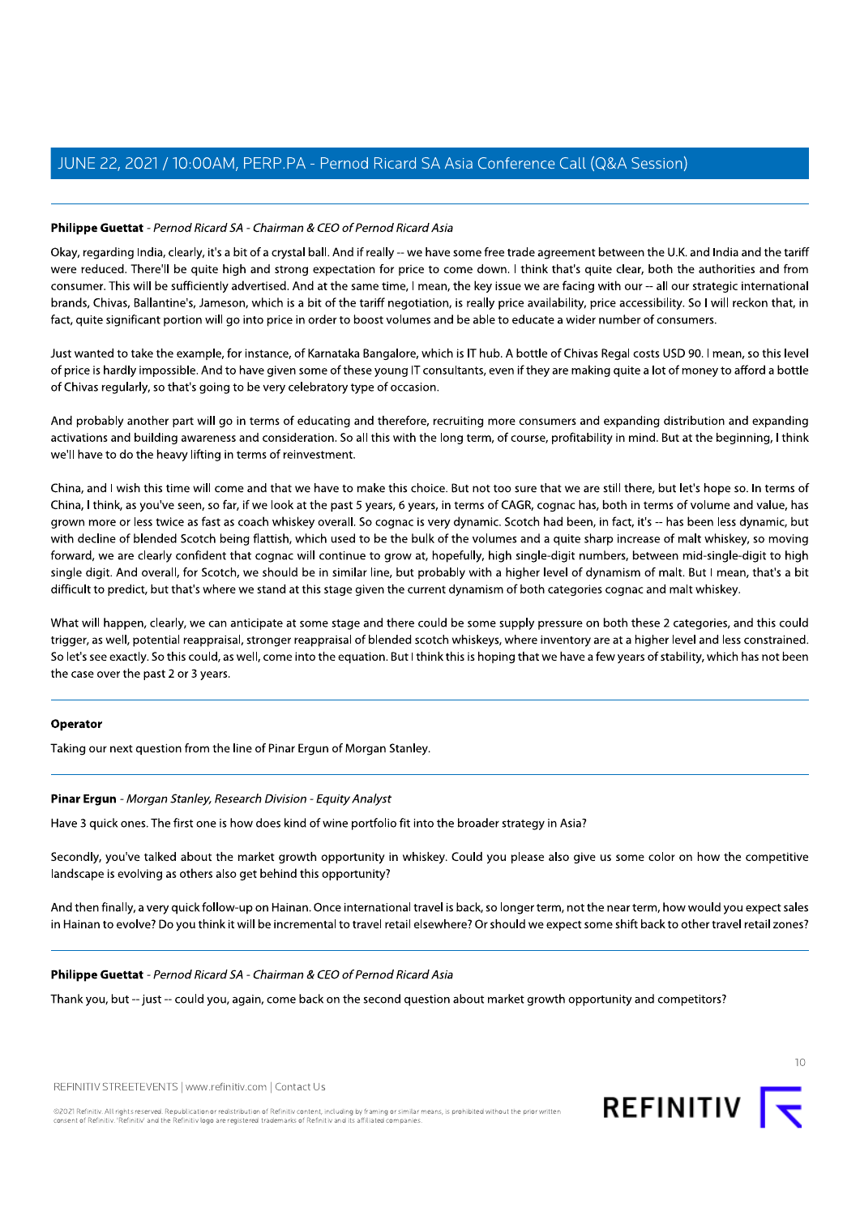**Philippe Guettat** - *Pernod Ricard SA - Chairman & CEO of Pernod Ricard Asia*

Okay, regarding India, clearly, it's a bit of a crystal ball. And if really -- we have some free trade agreement between the U.K. and India and the tariff were reduced. There'll be quite high and strong expectation for price to come down. I think that's quite clear, both the authorities and from consumer. This will be sufficiently advertised. And at the same time, I mean, the key issue we are facing with our -- all our strategic international brands, Chivas, Ballantine's, Jameson, which is a bit of the tariff negotiation, is really price availability, price accessibility. So I will reckon that, in fact, quite significant portion will go into price in order to boost volumes and be able to educate a wider number of consumers.

Just wanted to take the example, for instance, of Karnataka Bangalore, which is IT hub. A bottle of Chivas Regal costs USD 90. I mean, so this level of price is hardly impossible. And to have given some of these young IT consultants, even if they are making quite a lot of money to afford a bottle of Chivas regularly, so that's going to be very celebratory type of occasion.

And probably another part will go in terms of educating and therefore, recruiting more consumers and expanding distribution and expanding activations and building awareness and consideration. So all this with the long term, of course, profitability in mind. But at the beginning, I think we'll have to do the heavy lifting in terms of reinvestment.

China, and I wish this time will come and that we have to make this choice. But not too sure that we are still there, but let's hope so. In terms of China, I think, as you've seen, so far, if we look at the past 5 years, 6 years, in terms of CAGR, cognac has, both in terms of volume and value, has grown more or less twice as fast as coach whiskey overall. So cognac is very dynamic. Scotch had been, in fact, it's -- has been less dynamic, but with decline of blended Scotch being flattish, which used to be the bulk of the volumes and a quite sharp increase of malt whiskey, so moving forward, we are clearly confident that cognac will continue to grow at, hopefully, high single-digit numbers, between mid-single-digit to high single digit. And overall, for Scotch, we should be in similar line, but probably with a higher level of dynamism of malt. But I mean, that's a bit difficult to predict, but that's where we stand at this stage given the current dynamism of both categories cognac and malt whiskey.

What will happen, clearly, we can anticipate at some stage and there could be some supply pressure on both these 2 categories, and this could trigger, as well, potential reappraisal, stronger reappraisal of blended scotch whiskeys, where inventory are at a higher level and less constrained. So let's see exactly. So this could, as well, come into the equation. But I think this is hoping that we have a few years of stability, which has not been the case over the past 2 or 3 years.

---

**Operator**

Taking our next question from the line of Pinar Ergun of Morgan Stanley.

---

**Pinar Ergun** - *Morgan Stanley, Research Division - Equity Analyst*

Have 3 quick ones. The first one is how does kind of wine portfolio fit into the broader strategy in Asia?

Secondly, you've talked about the market growth opportunity in whiskey. Could you please also give us some color on how the competitive landscape is evolving as others also get behind this opportunity?

And then finally, a very quick follow-up on Hainan. Once international travel is back, so longer term, not the near term, how would you expect sales in Hainan to evolve? Do you think it will be incremental to travel retail elsewhere? Or should we expect some shift back to other travel retail zones?

---

**Philippe Guettat** - *Pernod Ricard SA - Chairman & CEO of Pernod Ricard Asia*

Thank you, but -- just -- could you, again, come back on the second question about market growth opportunity and competitors?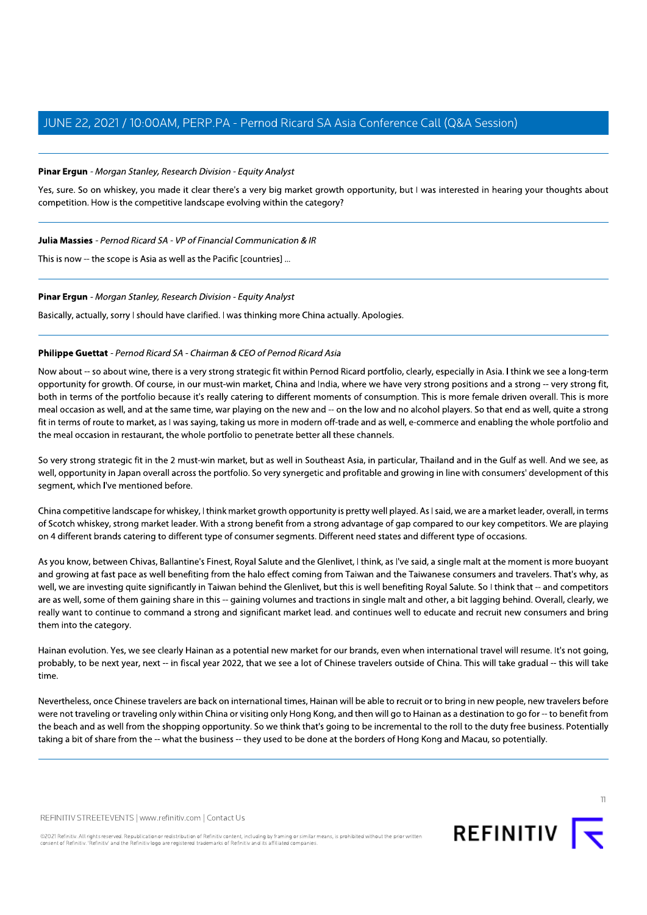**Pinar Ergun** - *Morgan Stanley, Research Division - Equity Analyst*

Yes, sure. So on whiskey, you made it clear there's a very big market growth opportunity, but I was interested in hearing your thoughts about competition. How is the competitive landscape evolving within the category?

---

**Julia Massies** - *Pernod Ricard SA - VP of Financial Communication & IR*

This is now -- the scope is Asia as well as the Pacific [countries] ...

---

**Pinar Ergun** - *Morgan Stanley, Research Division - Equity Analyst*

Basically, actually, sorry I should have clarified. I was thinking more China actually. Apologies.

---

**Philippe Guettat** - *Pernod Ricard SA - Chairman & CEO of Pernod Ricard Asia*

Now about -- so about wine, there is a very strong strategic fit within Pernod Ricard portfolio, clearly, especially in Asia. I think we see a long-term opportunity for growth. Of course, in our must-win market, China and India, where we have very strong positions and a strong -- very strong fit, both in terms of the portfolio because it's really catering to different moments of consumption. This is more female driven overall. This is more meal occasion as well, and at the same time, war playing on the new and -- on the low and no alcohol players. So that end as well, quite a strong fit in terms of route to market, as I was saying, taking us more in modern off-trade and as well, e-commerce and enabling the whole portfolio and the meal occasion in restaurant, the whole portfolio to penetrate better all these channels.

So very strong strategic fit in the 2 must-win market, but as well in Southeast Asia, in particular, Thailand and in the Gulf as well. And we see, as well, opportunity in Japan overall across the portfolio. So very synergetic and profitable and growing in line with consumers' development of this segment, which I've mentioned before.

China competitive landscape for whiskey, I think market growth opportunity is pretty well played. As I said, we are a market leader, overall, in terms of Scotch whiskey, strong market leader. With a strong benefit from a strong advantage of gap compared to our key competitors. We are playing on 4 different brands catering to different type of consumer segments. Different need states and different type of occasions.

As you know, between Chivas, Ballantine's Finest, Royal Salute and the Glenlivet, I think, as I've said, a single malt at the moment is more buoyant and growing at fast pace as well benefiting from the halo effect coming from Taiwan and the Taiwanese consumers and travelers. That's why, as well, we are investing quite significantly in Taiwan behind the Glenlivet, but this is well benefiting Royal Salute. So I think that -- and competitors are as well, some of them gaining share in this -- gaining volumes and tractions in single malt and other, a bit lagging behind. Overall, clearly, we really want to continue to command a strong and significant market lead. and continues well to educate and recruit new consumers and bring them into the category.

Hainan evolution. Yes, we see clearly Hainan as a potential new market for our brands, even when international travel will resume. It's not going, probably, to be next year, next -- in fiscal year 2022, that we see a lot of Chinese travelers outside of China. This will take gradual -- this will take time.

Nevertheless, once Chinese travelers are back on international times, Hainan will be able to recruit or to bring in new people, new travelers before were not traveling or traveling only within China or visiting only Hong Kong, and then will go to Hainan as a destination to go for -- to benefit from the beach and as well from the shopping opportunity. So we think that's going to be incremental to the roll to the duty free business. Potentially taking a bit of share from the -- what the business -- they used to be done at the borders of Hong Kong and Macau, so potentially.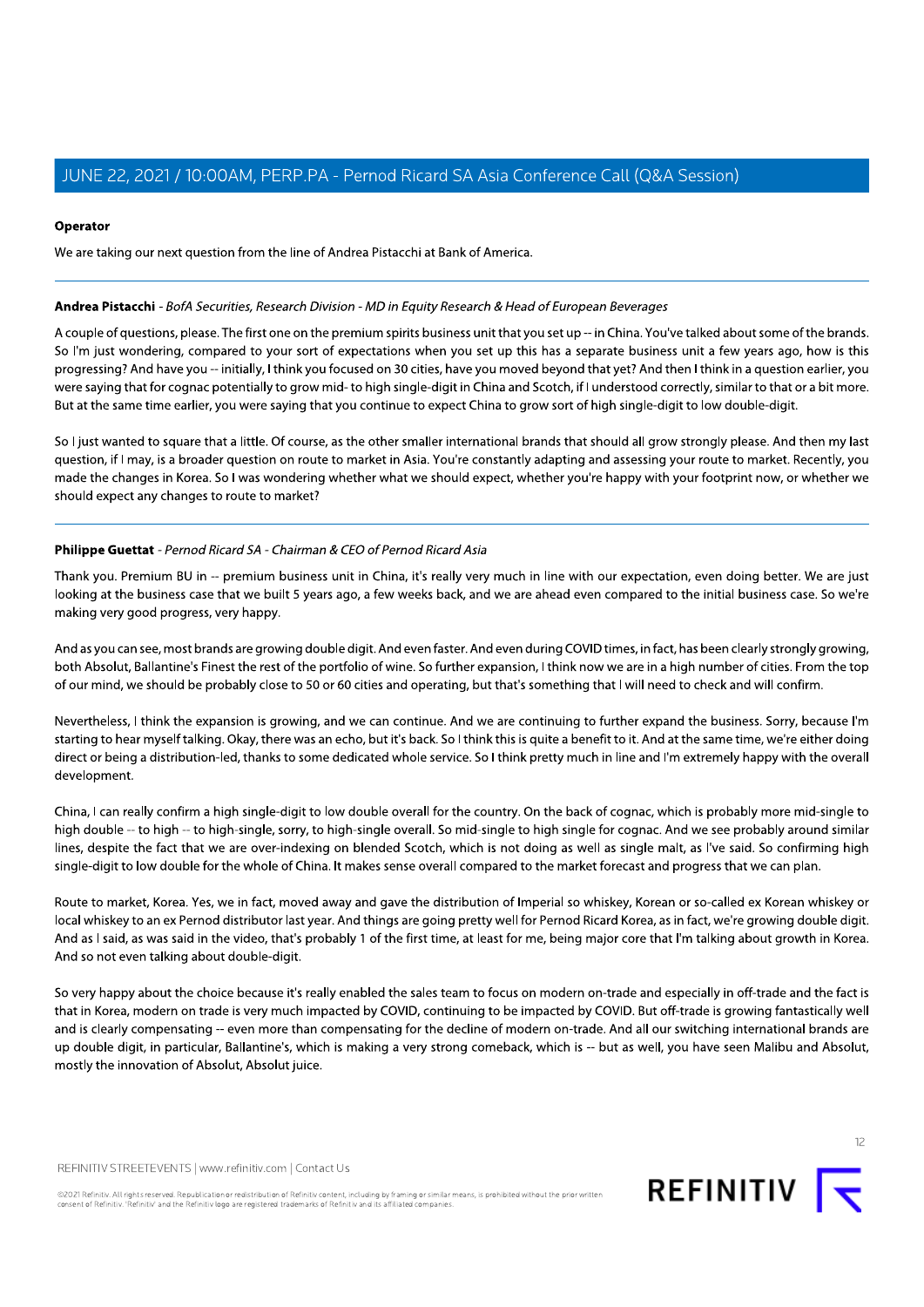**Operator**

We are taking our next question from the line of Andrea Pistacchi at Bank of America.

---

**Andrea Pistacchi** - *BofA Securities, Research Division - MD in Equity Research & Head of European Beverages*

A couple of questions, please. The first one on the premium spirits business unit that you set up -- in China. You've talked about some of the brands. So I'm just wondering, compared to your sort of expectations when you set up this has a separate business unit a few years ago, how is this progressing? And have you -- initially, I think you focused on 30 cities, have you moved beyond that yet? And then I think in a question earlier, you were saying that for cognac potentially to grow mid- to high single-digit in China and Scotch, if I understood correctly, similar to that or a bit more. But at the same time earlier, you were saying that you continue to expect China to grow sort of high single-digit to low double-digit.

So I just wanted to square that a little. Of course, as the other smaller international brands that should all grow strongly please. And then my last question, if I may, is a broader question on route to market in Asia. You're constantly adapting and assessing your route to market. Recently, you made the changes in Korea. So I was wondering whether what we should expect, whether you're happy with your footprint now, or whether we should expect any changes to route to market?

---

**Philippe Guettat** - *Pernod Ricard SA - Chairman & CEO of Pernod Ricard Asia*

Thank you. Premium BU in -- premium business unit in China, it's really very much in line with our expectation, even doing better. We are just looking at the business case that we built 5 years ago, a few weeks back, and we are ahead even compared to the initial business case. So we're making very good progress, very happy.

And as you can see, most brands are growing double digit. And even faster. And even during COVID times, in fact, has been clearly strongly growing, both Absolut, Ballantine's Finest the rest of the portfolio of wine. So further expansion, I think now we are in a high number of cities. From the top of our mind, we should be probably close to 50 or 60 cities and operating, but that's something that I will need to check and will confirm.

Nevertheless, I think the expansion is growing, and we can continue. And we are continuing to further expand the business. Sorry, because I'm starting to hear myself talking. Okay, there was an echo, but it's back. So I think this is quite a benefit to it. And at the same time, we're either doing direct or being a distribution-led, thanks to some dedicated whole service. So I think pretty much in line and I'm extremely happy with the overall development.

China, I can really confirm a high single-digit to low double overall for the country. On the back of cognac, which is probably more mid-single to high double -- to high -- to high-single, sorry, to high-single overall. So mid-single to high single for cognac. And we see probably around similar lines, despite the fact that we are over-indexing on blended Scotch, which is not doing as well as single malt, as I've said. So confirming high single-digit to low double for the whole of China. It makes sense overall compared to the market forecast and progress that we can plan.

Route to market, Korea. Yes, we in fact, moved away and gave the distribution of Imperial so whiskey, Korean or so-called ex Korean whiskey or local whiskey to an ex Pernod distributor last year. And things are going pretty well for Pernod Ricard Korea, as in fact, we're growing double digit. And as I said, as was said in the video, that's probably 1 of the first time, at least for me, being major core that I'm talking about growth in Korea. And so not even talking about double-digit.

So very happy about the choice because it's really enabled the sales team to focus on modern on-trade and especially in off-trade and the fact is that in Korea, modern on trade is very much impacted by COVID, continuing to be impacted by COVID. But off-trade is growing fantastically well and is clearly compensating -- even more than compensating for the decline of modern on-trade. And all our switching international brands are up double digit, in particular, Ballantine's, which is making a very strong comeback, which is -- but as well, you have seen Malibu and Absolut, mostly the innovation of Absolut, Absolut juice.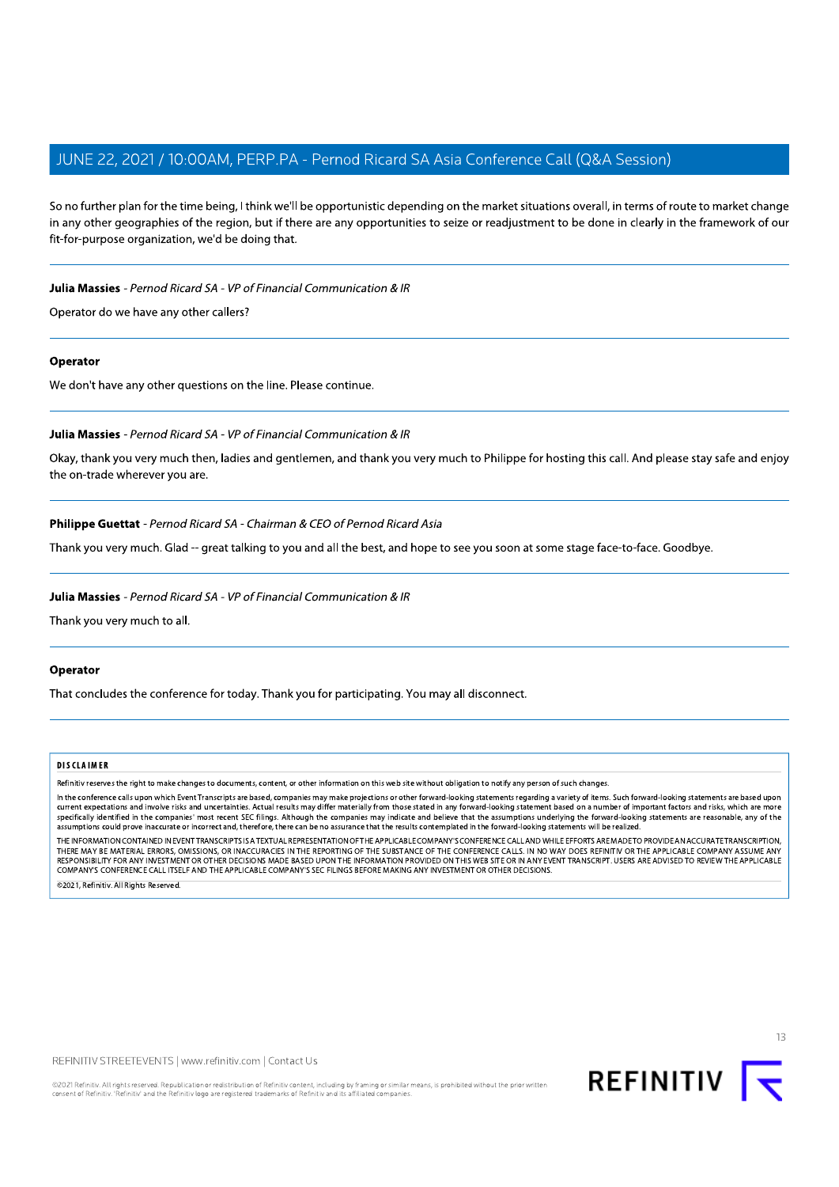So no further plan for the time being, I think we'll be opportunistic depending on the market situations overall, in terms of route to market change in any other geographies of the region, but if there are any opportunities to seize or readjustment to be done in clearly in the framework of our fit-for-purpose organization, we'd be doing that.

---

**Julia Massies** - *Pernod Ricard SA - VP of Financial Communication & IR*

Operator do we have any other callers?

---

**Operator**

We don't have any other questions on the line. Please continue.

---

**Julia Massies** - *Pernod Ricard SA - VP of Financial Communication & IR*

Okay, thank you very much then, ladies and gentlemen, and thank you very much to Philippe for hosting this call. And please stay safe and enjoy the on-trade wherever you are.

---

**Philippe Guettat** - *Pernod Ricard SA - Chairman & CEO of Pernod Ricard Asia*

Thank you very much. Glad -- great talking to you and all the best, and hope to see you soon at some stage face-to-face. Goodbye.

---

**Julia Massies** - *Pernod Ricard SA - VP of Financial Communication & IR*

Thank you very much to all.

---

**Operator**

That concludes the conference for today. Thank you for participating. You may all disconnect.

---

**DISCLAIMER**

Refinitiv reserves the right to make changes to documents, content, or other information on this web site without obligation to notify any person of such changes.

In the conference calls upon which Event Transcripts are based, companies may make projections or other forward-looking statements regarding a variety of items. Such forward-looking statements are based upon current expectations and involve risks and uncertainties. Actual results may differ materially from those stated in any forward-looking statement based on a number of important factors and risks, which are more specifically identified in the companies' most recent SEC filings. Although the companies may indicate and believe that the assumptions underlying the forward-looking statements are reasonable, any of the assumptions could prove inaccurate or incorrect and, therefore, there can be no assurance that the results contemplated in the forward-looking statements will be realized.

THE INFORMATION CONTAINED IN EVENT TRANSCRIPTS IS A TEXTUAL REPRESENTATION OF THE APPLICABLE COMPANY'S CONFERENCE CALL AND WHILE EFFORTS ARE MADE TO PROVIDE AN ACCURATE TRANSCRIPTION, THERE MAY BE MATERIAL ERRORS, OMISSIONS, OR INACCURACIES IN THE REPORTING OF THE SUBSTANCE OF THE CONFERENCE CALLS. IN NO WAY DOES REFINITIV OR THE APPLICABLE COMPANY ASSUME ANY RESPONSIBILITY FOR ANY INVESTMENT OR OTHER DECISIONS MADE BASED UPON THE INFORMATION PROVIDED ON THIS WEB SITE OR IN ANY EVENT TRANSCRIPT. USERS ARE ADVISED TO REVIEW THE APPLICABLE COMPANY'S CONFERENCE CALL ITSELF AND THE APPLICABLE COMPANY'S SEC FILINGS BEFORE MAKING ANY INVESTMENT OR OTHER DECISIONS.

©2021, Refinitiv. All Rights Reserved.